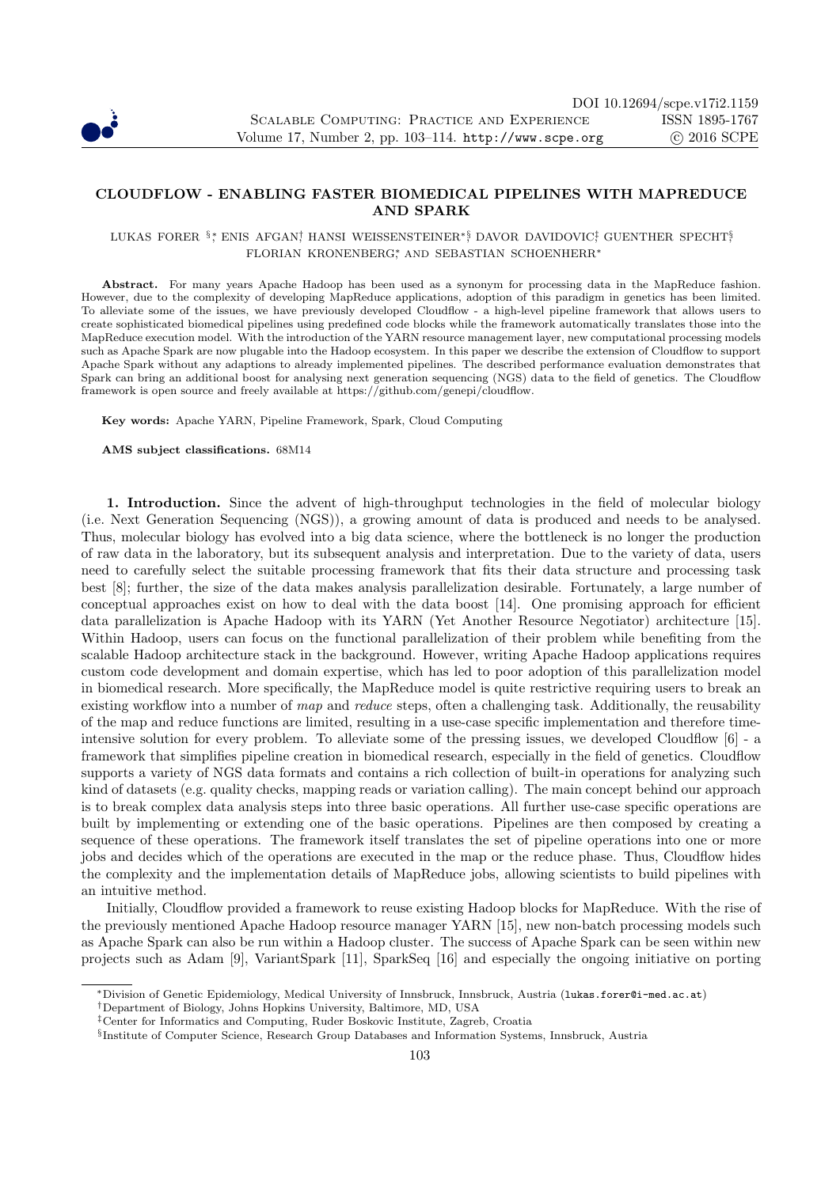# CLOUDFLOW - ENABLING FASTER BIOMEDICAL PIPELINES WITH MAPREDUCE AND SPARK

LUKAS FORER [§,*] ENIS AFGAN[†] HANSI WEISSENSTEINER[*,§] DAVOR DAVIDOVIC[‡] GUENTHER SPECHT[§] FLORIAN KRONENBERG[*] AND SEBASTIAN SCHOENHERR[*]

**Abstract.** For many years Apache Hadoop has been used as a synonym for processing data in the MapReduce fashion. However, due to the complexity of developing MapReduce applications, adoption of this paradigm in genetics has been limited. To alleviate some of the issues, we have previously developed Cloudflow - a high-level pipeline framework that allows users to create sophisticated biomedical pipelines using predefined code blocks while the framework automatically translates those into the MapReduce execution model. With the introduction of the YARN resource management layer, new computational processing models such as Apache Spark are now plugable into the Hadoop ecosystem. In this paper we describe the extension of Cloudflow to support Apache Spark without any adaptions to already implemented pipelines. The described performance evaluation demonstrates that Spark can bring an additional boost for analysing next generation sequencing (NGS) data to the field of genetics. The Cloudflow framework is open source and freely available at https://github.com/genepi/cloudflow.

**Key words:** Apache YARN, Pipeline Framework, Spark, Cloud Computing

**AMS subject classifications.** 68M14

**1. Introduction.** Since the advent of high-throughput technologies in the field of molecular biology (i.e. Next Generation Sequencing (NGS)), a growing amount of data is produced and needs to be analysed. Thus, molecular biology has evolved into a big data science, where the bottleneck is no longer the production of raw data in the laboratory, but its subsequent analysis and interpretation. Due to the variety of data, users need to carefully select the suitable processing framework that fits their data structure and processing task best [8]; further, the size of the data makes analysis parallelization desirable. Fortunately, a large number of conceptual approaches exist on how to deal with the data boost [14]. One promising approach for efficient data parallelization is Apache Hadoop with its YARN (Yet Another Resource Negotiator) architecture [15]. Within Hadoop, users can focus on the functional parallelization of their problem while benefiting from the scalable Hadoop architecture stack in the background. However, writing Apache Hadoop applications requires custom code development and domain expertise, which has led to poor adoption of this parallelization model in biomedical research. More specifically, the MapReduce model is quite restrictive requiring users to break an existing workflow into a number of *map* and *reduce* steps, often a challenging task. Additionally, the reusability of the map and reduce functions are limited, resulting in a use-case specific implementation and therefore time-intensive solution for every problem. To alleviate some of the pressing issues, we developed Cloudflow [6] - a framework that simplifies pipeline creation in biomedical research, especially in the field of genetics. Cloudflow supports a variety of NGS data formats and contains a rich collection of built-in operations for analyzing such kind of datasets (e.g. quality checks, mapping reads or variation calling). The main concept behind our approach is to break complex data analysis steps into three basic operations. All further use-case specific operations are built by implementing or extending one of the basic operations. Pipelines are then composed by creating a sequence of these operations. The framework itself translates the set of pipeline operations into one or more jobs and decides which of the operations are executed in the map or the reduce phase. Thus, Cloudflow hides the complexity and the implementation details of MapReduce jobs, allowing scientists to build pipelines with an intuitive method.

Initially, Cloudflow provided a framework to reuse existing Hadoop blocks for MapReduce. With the rise of the previously mentioned Apache Hadoop resource manager YARN [15], new non-batch processing models such as Apache Spark can also be run within a Hadoop cluster. The success of Apache Spark can be seen within new projects such as Adam [9], VariantSpark [11], SparkSeq [16] and especially the ongoing initiative on porting

---

[*]Division of Genetic Epidemiology, Medical University of Innsbruck, Innsbruck, Austria (lukas.forer@i-med.ac.at)

[†]Department of Biology, Johns Hopkins University, Baltimore, MD, USA

[‡]Center for Informatics and Computing, Ruder Boskovic Institute, Zagreb, Croatia

[§]Institute of Computer Science, Research Group Databases and Information Systems, Innsbruck, Austria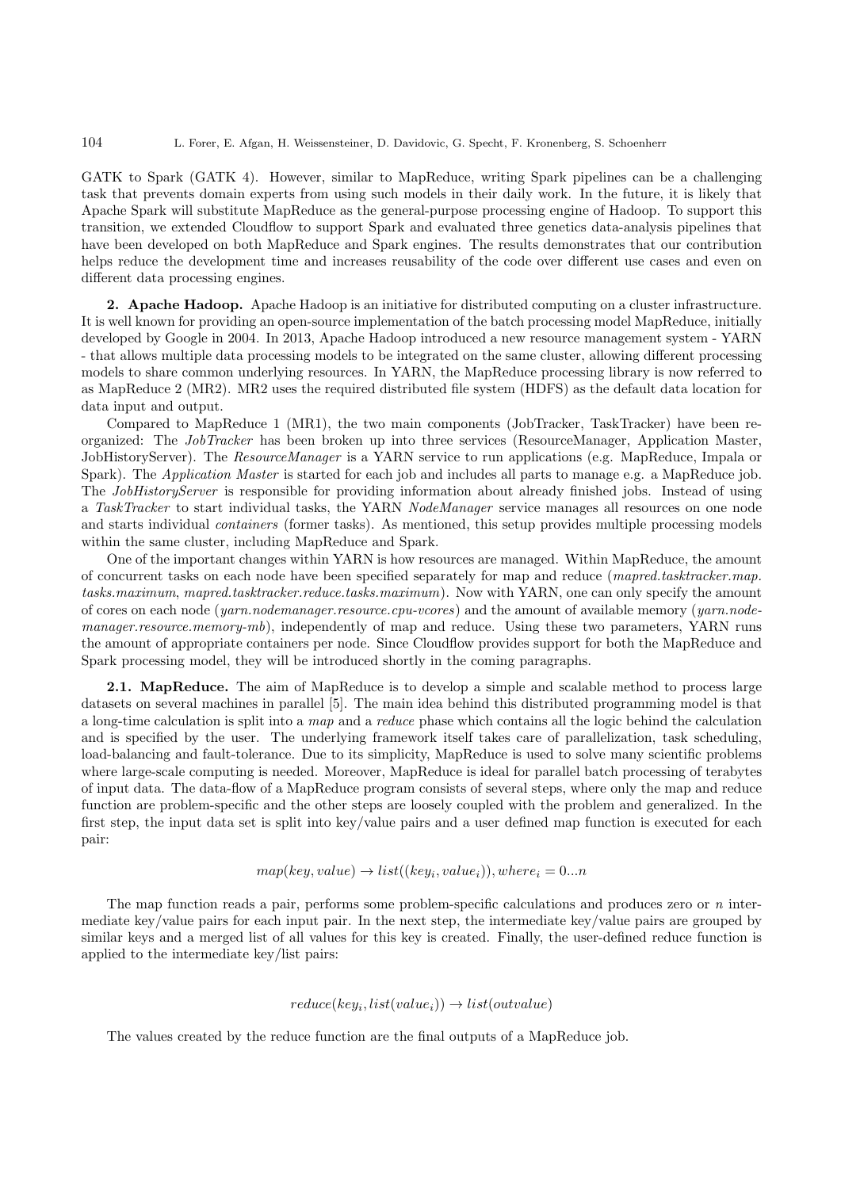GATK to Spark (GATK 4). However, similar to MapReduce, writing Spark pipelines can be a challenging task that prevents domain experts from using such models in their daily work. In the future, it is likely that Apache Spark will substitute MapReduce as the general-purpose processing engine of Hadoop. To support this transition, we extended Cloudflow to support Spark and evaluated three genetics data-analysis pipelines that have been developed on both MapReduce and Spark engines. The results demonstrates that our contribution helps reduce the development time and increases reusability of the code over different use cases and even on different data processing engines.

## 2. Apache Hadoop.

Apache Hadoop is an initiative for distributed computing on a cluster infrastructure. It is well known for providing an open-source implementation of the batch processing model MapReduce, initially developed by Google in 2004. In 2013, Apache Hadoop introduced a new resource management system - YARN - that allows multiple data processing models to be integrated on the same cluster, allowing different processing models to share common underlying resources. In YARN, the MapReduce processing library is now referred to as MapReduce 2 (MR2). MR2 uses the required distributed file system (HDFS) as the default data location for data input and output.

Compared to MapReduce 1 (MR1), the two main components (JobTracker, TaskTracker) have been reorganized: The *JobTracker* has been broken up into three services (ResourceManager, Application Master, JobHistoryServer). The *ResourceManager* is a YARN service to run applications (e.g. MapReduce, Impala or Spark). The *Application Master* is started for each job and includes all parts to manage e.g. a MapReduce job. The *JobHistoryServer* is responsible for providing information about already finished jobs. Instead of using a *TaskTracker* to start individual tasks, the YARN *NodeManager* service manages all resources on one node and starts individual *containers* (former tasks). As mentioned, this setup provides multiple processing models within the same cluster, including MapReduce and Spark.

One of the important changes within YARN is how resources are managed. Within MapReduce, the amount of concurrent tasks on each node have been specified separately for map and reduce (*mapred.tasktracker.map.tasks.maximum*, *mapred.tasktracker.reduce.tasks.maximum*). Now with YARN, one can only specify the amount of cores on each node (*yarn.nodemanager.resource.cpu-vcores*) and the amount of available memory (*yarn.nodemanager.resource.memory-mb*), independently of map and reduce. Using these two parameters, YARN runs the amount of appropriate containers per node. Since Cloudflow provides support for both the MapReduce and Spark processing model, they will be introduced shortly in the coming paragraphs.

### 2.1. MapReduce.

The aim of MapReduce is to develop a simple and scalable method to process large datasets on several machines in parallel [5]. The main idea behind this distributed programming model is that a long-time calculation is split into a *map* and a *reduce* phase which contains all the logic behind the calculation and is specified by the user. The underlying framework itself takes care of parallelization, task scheduling, load-balancing and fault-tolerance. Due to its simplicity, MapReduce is used to solve many scientific problems where large-scale computing is needed. Moreover, MapReduce is ideal for parallel batch processing of terabytes of input data. The data-flow of a MapReduce program consists of several steps, where only the map and reduce function are problem-specific and the other steps are loosely coupled with the problem and generalized. In the first step, the input data set is split into key/value pairs and a user defined map function is executed for each pair:

$$map(key, value) \rightarrow list((key_i, value_i)), where_i = 0...n$$

The map function reads a pair, performs some problem-specific calculations and produces zero or $n$ intermediate key/value pairs for each input pair. In the next step, the intermediate key/value pairs are grouped by similar keys and a merged list of all values for this key is created. Finally, the user-defined reduce function is applied to the intermediate key/list pairs:

$$reduce(key_i, list(value_i)) \rightarrow list(outvalue)$$

The values created by the reduce function are the final outputs of a MapReduce job.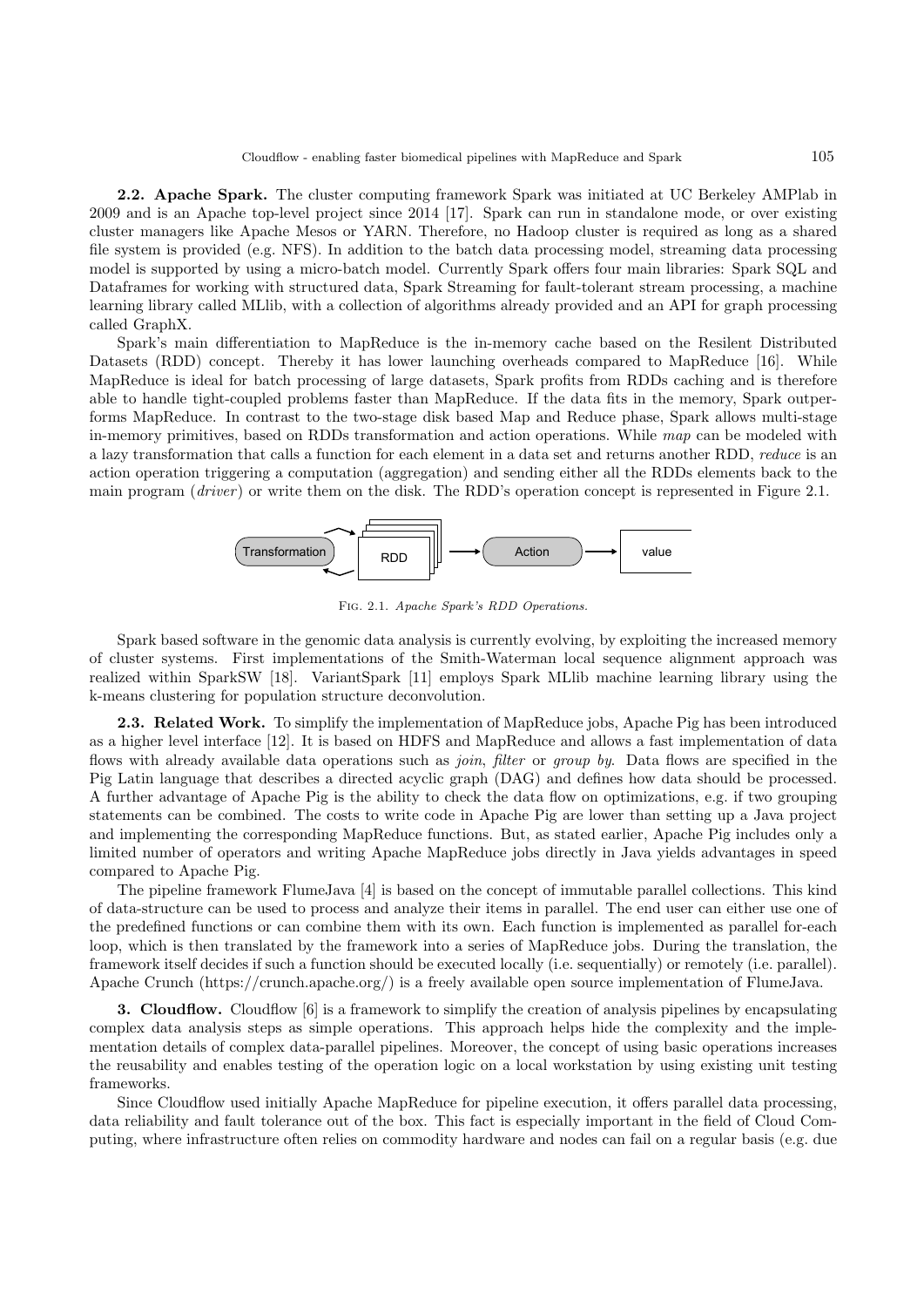**2.2. Apache Spark.** The cluster computing framework Spark was initiated at UC Berkeley AMPlab in 2009 and is an Apache top-level project since 2014 [17]. Spark can run in standalone mode, or over existing cluster managers like Apache Mesos or YARN. Therefore, no Hadoop cluster is required as long as a shared file system is provided (e.g. NFS). In addition to the batch data processing model, streaming data processing model is supported by using a micro-batch model. Currently Spark offers four main libraries: Spark SQL and Dataframes for working with structured data, Spark Streaming for fault-tolerant stream processing, a machine learning library called MLlib, with a collection of algorithms already provided and an API for graph processing called GraphX.

Spark's main differentiation to MapReduce is the in-memory cache based on the Resilent Distributed Datasets (RDD) concept. Thereby it has lower launching overheads compared to MapReduce [16]. While MapReduce is ideal for batch processing of large datasets, Spark profits from RDDs caching and is therefore able to handle tight-coupled problems faster than MapReduce. If the data fits in the memory, Spark outperforms MapReduce. In contrast to the two-stage disk based Map and Reduce phase, Spark allows multi-stage in-memory primitives, based on RDDs transformation and action operations. While *map* can be modeled with a lazy transformation that calls a function for each element in a data set and returns another RDD, *reduce* is an action operation triggering a computation (aggregation) and sending either all the RDDs elements back to the main program (*driver*) or write them on the disk. The RDD's operation concept is represented in Figure 2.1.

Transformation → RDD → Action → value

Fig. 2.1. *Apache Spark's RDD Operations.*

Spark based software in the genomic data analysis is currently evolving, by exploiting the increased memory of cluster systems. First implementations of the Smith-Waterman local sequence alignment approach was realized within SparkSW [18]. VariantSpark [11] employs Spark MLlib machine learning library using the k-means clustering for population structure deconvolution.

**2.3. Related Work.** To simplify the implementation of MapReduce jobs, Apache Pig has been introduced as a higher level interface [12]. It is based on HDFS and MapReduce and allows a fast implementation of data flows with already available data operations such as *join*, *filter* or *group by*. Data flows are specified in the Pig Latin language that describes a directed acyclic graph (DAG) and defines how data should be processed. A further advantage of Apache Pig is the ability to check the data flow on optimizations, e.g. if two grouping statements can be combined. The costs to write code in Apache Pig are lower than setting up a Java project and implementing the corresponding MapReduce functions. But, as stated earlier, Apache Pig includes only a limited number of operators and writing Apache MapReduce jobs directly in Java yields advantages in speed compared to Apache Pig.

The pipeline framework FlumeJava [4] is based on the concept of immutable parallel collections. This kind of data-structure can be used to process and analyze their items in parallel. The end user can either use one of the predefined functions or can combine them with its own. Each function is implemented as parallel for-each loop, which is then translated by the framework into a series of MapReduce jobs. During the translation, the framework itself decides if such a function should be executed locally (i.e. sequentially) or remotely (i.e. parallel). Apache Crunch (https://crunch.apache.org/) is a freely available open source implementation of FlumeJava.

**3. Cloudflow.** Cloudflow [6] is a framework to simplify the creation of analysis pipelines by encapsulating complex data analysis steps as simple operations. This approach helps hide the complexity and the implementation details of complex data-parallel pipelines. Moreover, the concept of using basic operations increases the reusability and enables testing of the operation logic on a local workstation by using existing unit testing frameworks.

Since Cloudflow used initially Apache MapReduce for pipeline execution, it offers parallel data processing, data reliability and fault tolerance out of the box. This fact is especially important in the field of Cloud Computing, where infrastructure often relies on commodity hardware and nodes can fail on a regular basis (e.g. due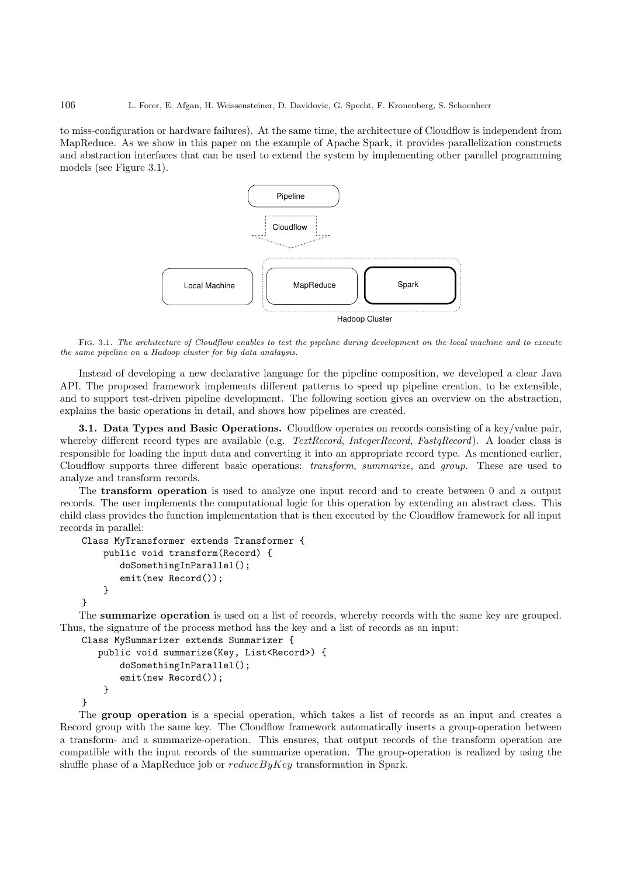to miss-configuration or hardware failures). At the same time, the architecture of Cloudflow is independent from MapReduce. As we show in this paper on the example of Apache Spark, it provides parallelization constructs and abstraction interfaces that can be used to extend the system by implementing other parallel programming models (see Figure 3.1).

Fig. 3.1. *The architecture of Cloudflow enables to test the pipeline during development on the local machine and to execute the same pipeline on a Hadoop cluster for big data analaysis.*

Instead of developing a new declarative language for the pipeline composition, we developed a clear Java API. The proposed framework implements different patterns to speed up pipeline creation, to be extensible, and to support test-driven pipeline development. The following section gives an overview on the abstraction, explains the basic operations in detail, and shows how pipelines are created.

**3.1. Data Types and Basic Operations.** Cloudflow operates on records consisting of a key/value pair, whereby different record types are available (e.g. *TextRecord*, *IntegerRecord*, *FastqRecord*). A loader class is responsible for loading the input data and converting it into an appropriate record type. As mentioned earlier, Cloudflow supports three different basic operations: *transform*, *summarize*, and *group*. These are used to analyze and transform records.

The **transform operation** is used to analyze one input record and to create between 0 and $n$ output records. The user implements the computational logic for this operation by extending an abstract class. This child class provides the function implementation that is then executed by the Cloudflow framework for all input records in parallel:

```
Class MyTransformer extends Transformer {
    public void transform(Record) {
        doSomethingInParallel();
        emit(new Record());
    }
}
```

The **summarize operation** is used on a list of records, whereby records with the same key are grouped. Thus, the signature of the process method has the key and a list of records as an input:

```
Class MySummarizer extends Summarizer {
    public void summarize(Key, List<Record>) {
        doSomethingInParallel();
        emit(new Record());
    }
}
```

The **group operation** is a special operation, which takes a list of records as an input and creates a Record group with the same key. The Cloudflow framework automatically inserts a group-operation between a transform- and a summarize-operation. This ensures, that output records of the transform operation are compatible with the input records of the summarize operation. The group-operation is realized by using the shuffle phase of a MapReduce job or *reduceByKey* transformation in Spark.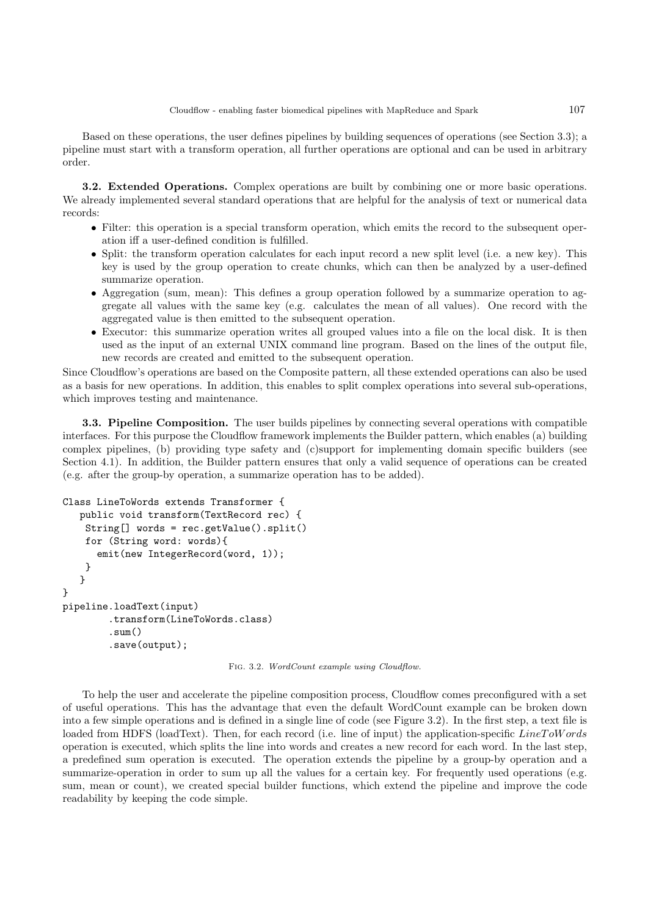Based on these operations, the user defines pipelines by building sequences of operations (see Section 3.3); a pipeline must start with a transform operation, all further operations are optional and can be used in arbitrary order.

**3.2. Extended Operations.** Complex operations are built by combining one or more basic operations. We already implemented several standard operations that are helpful for the analysis of text or numerical data records:

- Filter: this operation is a special transform operation, which emits the record to the subsequent operation iff a user-defined condition is fulfilled.
- Split: the transform operation calculates for each input record a new split level (i.e. a new key). This key is used by the group operation to create chunks, which can then be analyzed by a user-defined summarize operation.
- Aggregation (sum, mean): This defines a group operation followed by a summarize operation to aggregate all values with the same key (e.g. calculates the mean of all values). One record with the aggregated value is then emitted to the subsequent operation.
- Executor: this summarize operation writes all grouped values into a file on the local disk. It is then used as the input of an external UNIX command line program. Based on the lines of the output file, new records are created and emitted to the subsequent operation.

Since Cloudflow's operations are based on the Composite pattern, all these extended operations can also be used as a basis for new operations. In addition, this enables to split complex operations into several sub-operations, which improves testing and maintenance.

**3.3. Pipeline Composition.** The user builds pipelines by connecting several operations with compatible interfaces. For this purpose the Cloudflow framework implements the Builder pattern, which enables (a) building complex pipelines, (b) providing type safety and (c)support for implementing domain specific builders (see Section 4.1). In addition, the Builder pattern ensures that only a valid sequence of operations can be created (e.g. after the group-by operation, a summarize operation has to be added).

```
Class LineToWords extends Transformer {
   public void transform(TextRecord rec) {
    String[] words = rec.getValue().split()
    for (String word: words){
      emit(new IntegerRecord(word, 1));
    }
   }
}
pipeline.loadText(input)
        .transform(LineToWords.class)
        .sum()
        .save(output);
```

Fig. 3.2. *WordCount example using Cloudflow.*

To help the user and accelerate the pipeline composition process, Cloudflow comes preconfigured with a set of useful operations. This has the advantage that even the default WordCount example can be broken down into a few simple operations and is defined in a single line of code (see Figure 3.2). In the first step, a text file is loaded from HDFS (loadText). Then, for each record (i.e. line of input) the application-specific *LineToWords* operation is executed, which splits the line into words and creates a new record for each word. In the last step, a predefined sum operation is executed. The operation extends the pipeline by a group-by operation and a summarize-operation in order to sum up all the values for a certain key. For frequently used operations (e.g. sum, mean or count), we created special builder functions, which extend the pipeline and improve the code readability by keeping the code simple.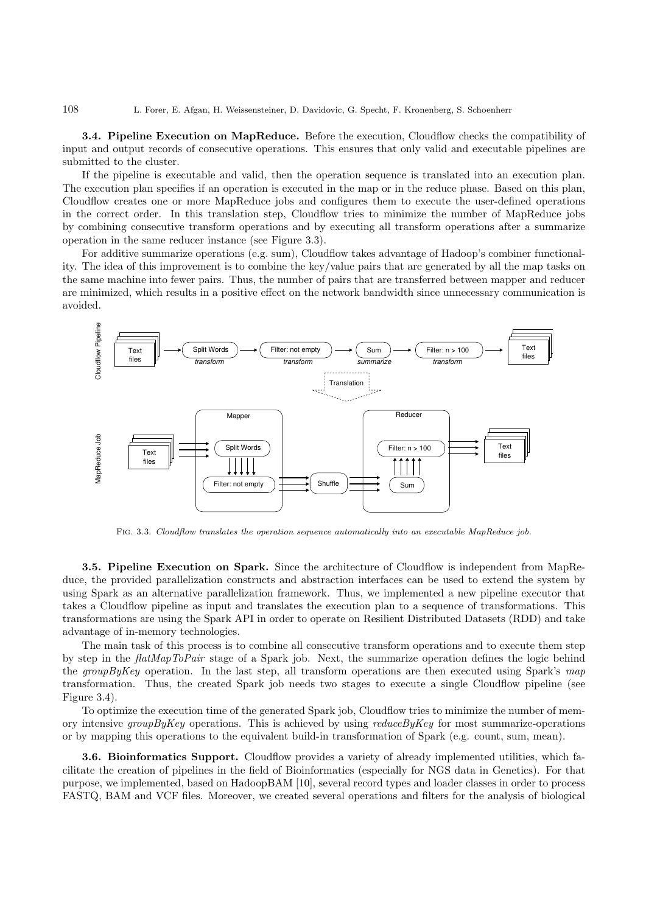**3.4. Pipeline Execution on MapReduce.** Before the execution, Cloudflow checks the compatibility of input and output records of consecutive operations. This ensures that only valid and executable pipelines are submitted to the cluster.

If the pipeline is executable and valid, then the operation sequence is translated into an execution plan. The execution plan specifies if an operation is executed in the map or in the reduce phase. Based on this plan, Cloudflow creates one or more MapReduce jobs and configures them to execute the user-defined operations in the correct order. In this translation step, Cloudflow tries to minimize the number of MapReduce jobs by combining consecutive transform operations and by executing all transform operations after a summarize operation in the same reducer instance (see Figure 3.3).

For additive summarize operations (e.g. sum), Cloudflow takes advantage of Hadoop's combiner functionality. The idea of this improvement is to combine the key/value pairs that are generated by all the map tasks on the same machine into fewer pairs. Thus, the number of pairs that are transferred between mapper and reducer are minimized, which results in a positive effect on the network bandwidth since unnecessary communication is avoided.

Fig. 3.3. *Cloudflow translates the operation sequence automatically into an executable MapReduce job.*

**3.5. Pipeline Execution on Spark.** Since the architecture of Cloudflow is independent from MapReduce, the provided parallelization constructs and abstraction interfaces can be used to extend the system by using Spark as an alternative parallelization framework. Thus, we implemented a new pipeline executor that takes a Cloudflow pipeline as input and translates the execution plan to a sequence of transformations. This transformations are using the Spark API in order to operate on Resilient Distributed Datasets (RDD) and take advantage of in-memory technologies.

The main task of this process is to combine all consecutive transform operations and to execute them step by step in the *flatMapToPair* stage of a Spark job. Next, the summarize operation defines the logic behind the *groupByKey* operation. In the last step, all transform operations are then executed using Spark's *map* transformation. Thus, the created Spark job needs two stages to execute a single Cloudflow pipeline (see Figure 3.4).

To optimize the execution time of the generated Spark job, Cloudflow tries to minimize the number of memory intensive *groupByKey* operations. This is achieved by using *reduceByKey* for most summarize-operations or by mapping this operations to the equivalent build-in transformation of Spark (e.g. count, sum, mean).

**3.6. Bioinformatics Support.** Cloudflow provides a variety of already implemented utilities, which facilitate the creation of pipelines in the field of Bioinformatics (especially for NGS data in Genetics). For that purpose, we implemented, based on HadoopBAM [10], several record types and loader classes in order to process FASTQ, BAM and VCF files. Moreover, we created several operations and filters for the analysis of biological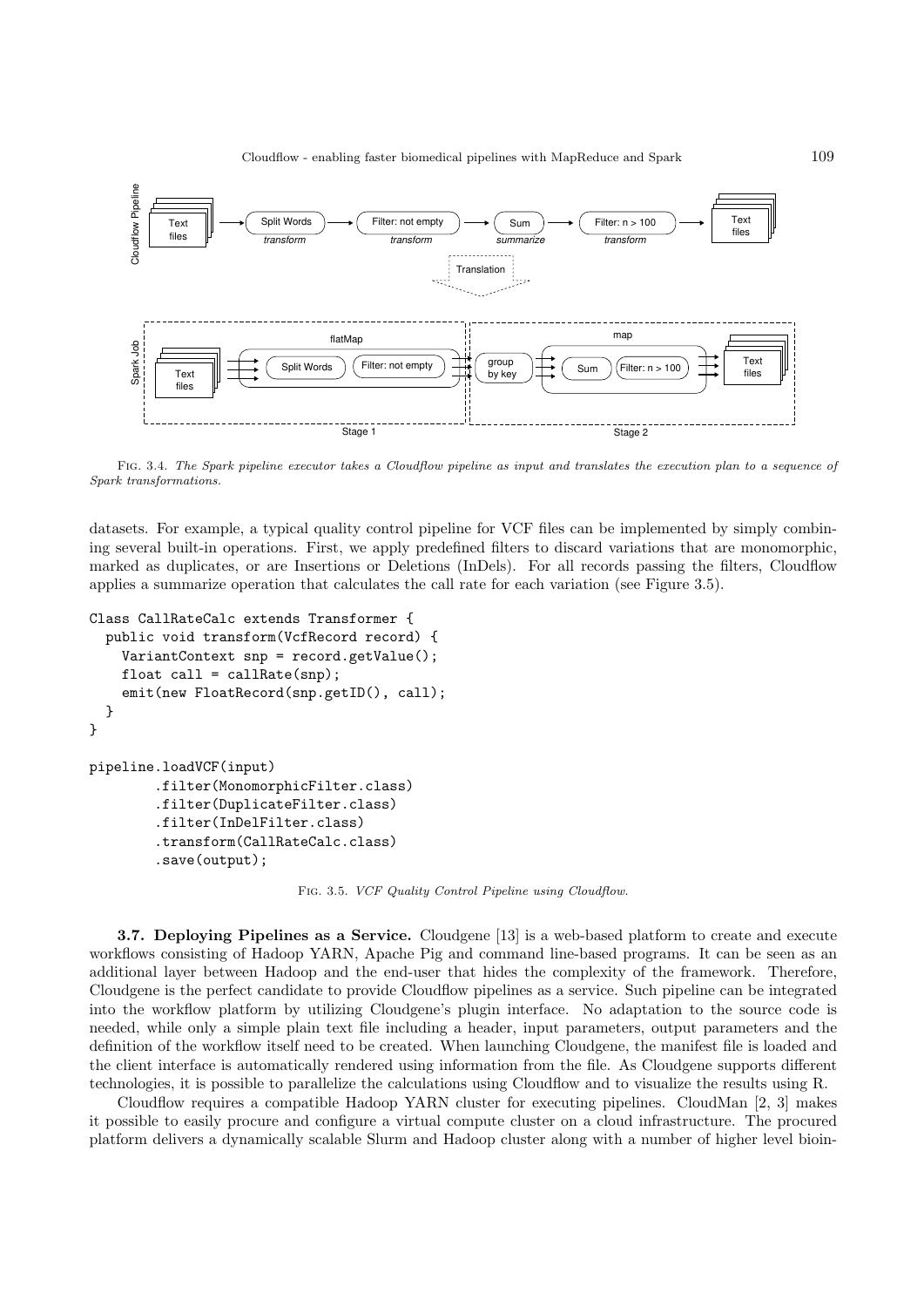FIG. 3.4. *The Spark pipeline executor takes a Cloudflow pipeline as input and translates the execution plan to a sequence of Spark transformations.*

datasets. For example, a typical quality control pipeline for VCF files can be implemented by simply combining several built-in operations. First, we apply predefined filters to discard variations that are monomorphic, marked as duplicates, or are Insertions or Deletions (InDels). For all records passing the filters, Cloudflow applies a summarize operation that calculates the call rate for each variation (see Figure 3.5).

```
Class CallRateCalc extends Transformer {
  public void transform(VcfRecord record) {
    VariantContext snp = record.getValue();
    float call = callRate(snp);
    emit(new FloatRecord(snp.getID(), call);
  }
}

pipeline.loadVCF(input)
        .filter(MonomorphicFilter.class)
        .filter(DuplicateFilter.class)
        .filter(InDelFilter.class)
        .transform(CallRateCalc.class)
        .save(output);
```

FIG. 3.5. *VCF Quality Control Pipeline using Cloudflow.*

**3.7. Deploying Pipelines as a Service.** Cloudgene [13] is a web-based platform to create and execute workflows consisting of Hadoop YARN, Apache Pig and command line-based programs. It can be seen as an additional layer between Hadoop and the end-user that hides the complexity of the framework. Therefore, Cloudgene is the perfect candidate to provide Cloudflow pipelines as a service. Such pipeline can be integrated into the workflow platform by utilizing Cloudgene's plugin interface. No adaptation to the source code is needed, while only a simple plain text file including a header, input parameters, output parameters and the definition of the workflow itself need to be created. When launching Cloudgene, the manifest file is loaded and the client interface is automatically rendered using information from the file. As Cloudgene supports different technologies, it is possible to parallelize the calculations using Cloudflow and to visualize the results using R.

Cloudflow requires a compatible Hadoop YARN cluster for executing pipelines. CloudMan [2, 3] makes it possible to easily procure and configure a virtual compute cluster on a cloud infrastructure. The procured platform delivers a dynamically scalable Slurm and Hadoop cluster along with a number of higher level bioin-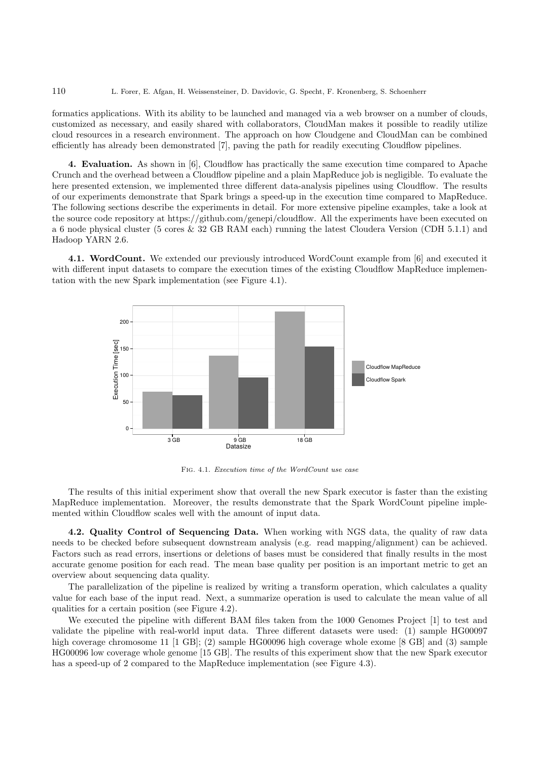formatics applications. With its ability to be launched and managed via a web browser on a number of clouds, customized as necessary, and easily shared with collaborators, CloudMan makes it possible to readily utilize cloud resources in a research environment. The approach on how Cloudgene and CloudMan can be combined efficiently has already been demonstrated [7], paving the path for readily executing Cloudflow pipelines.

**4. Evaluation.** As shown in [6], Cloudflow has practically the same execution time compared to Apache Crunch and the overhead between a Cloudflow pipeline and a plain MapReduce job is negligible. To evaluate the here presented extension, we implemented three different data-analysis pipelines using Cloudflow. The results of our experiments demonstrate that Spark brings a speed-up in the execution time compared to MapReduce. The following sections describe the experiments in detail. For more extensive pipeline examples, take a look at the source code repository at https://github.com/genepi/cloudflow. All the experiments have been executed on a 6 node physical cluster (5 cores & 32 GB RAM each) running the latest Cloudera Version (CDH 5.1.1) and Hadoop YARN 2.6.

**4.1. WordCount.** We extended our previously introduced WordCount example from [6] and executed it with different input datasets to compare the execution times of the existing Cloudflow MapReduce implementation with the new Spark implementation (see Figure 4.1).

Fig. 4.1. *Execution time of the WordCount use case*

The results of this initial experiment show that overall the new Spark executor is faster than the existing MapReduce implementation. Moreover, the results demonstrate that the Spark WordCount pipeline implemented within Cloudflow scales well with the amount of input data.

**4.2. Quality Control of Sequencing Data.** When working with NGS data, the quality of raw data needs to be checked before subsequent downstream analysis (e.g. read mapping/alignment) can be achieved. Factors such as read errors, insertions or deletions of bases must be considered that finally results in the most accurate genome position for each read. The mean base quality per position is an important metric to get an overview about sequencing data quality.

The parallelization of the pipeline is realized by writing a transform operation, which calculates a quality value for each base of the input read. Next, a summarize operation is used to calculate the mean value of all qualities for a certain position (see Figure 4.2).

We executed the pipeline with different BAM files taken from the 1000 Genomes Project [1] to test and validate the pipeline with real-world input data. Three different datasets were used: (1) sample HG00097 high coverage chromosome 11 [1 GB]; (2) sample HG00096 high coverage whole exome [8 GB] and (3) sample HG00096 low coverage whole genome [15 GB]. The results of this experiment show that the new Spark executor has a speed-up of 2 compared to the MapReduce implementation (see Figure 4.3).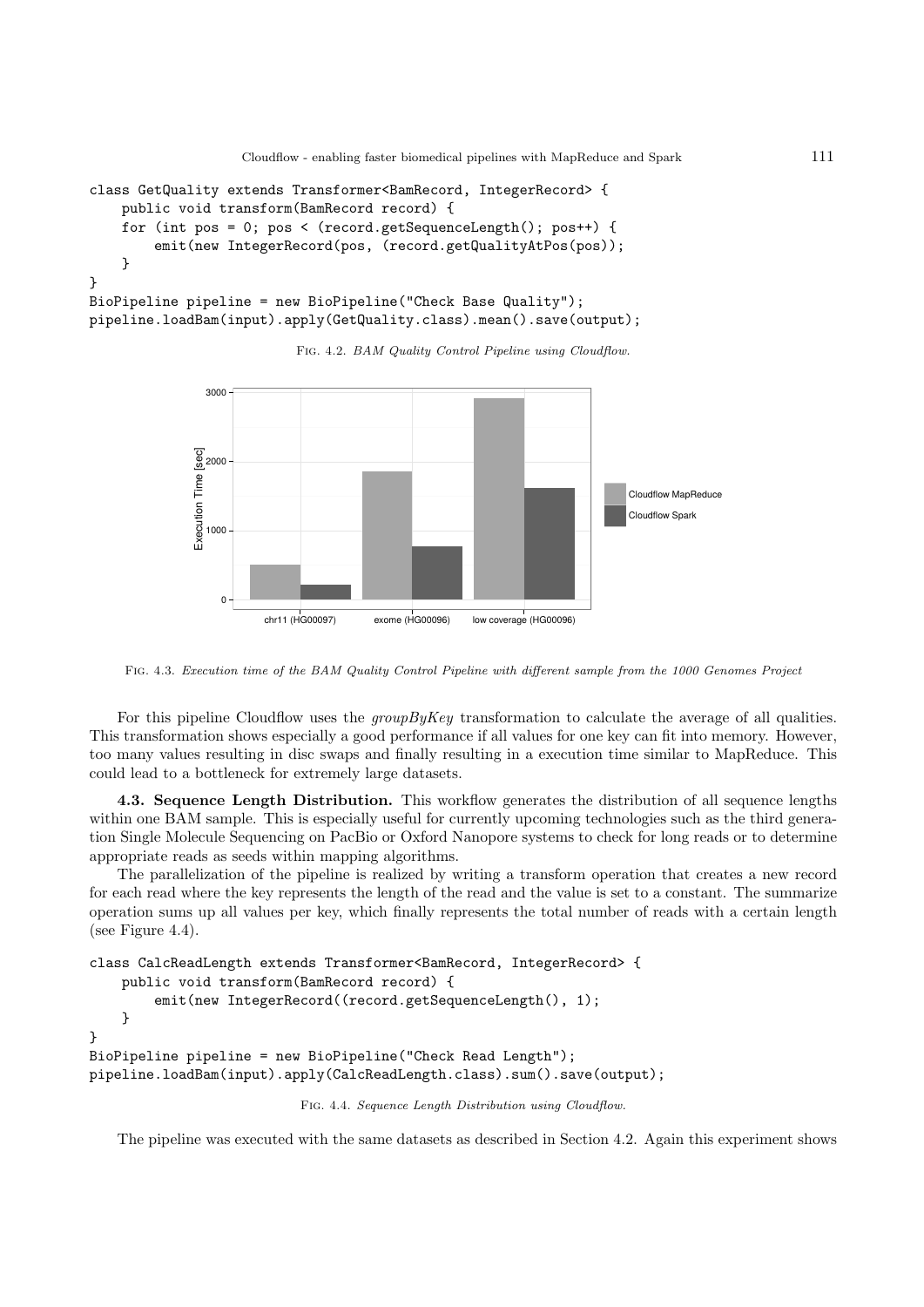```
class GetQuality extends Transformer<BamRecord, IntegerRecord> {
    public void transform(BamRecord record) {
    for (int pos = 0; pos < (record.getSequenceLength(); pos++) {
        emit(new IntegerRecord(pos, (record.getQualityAtPos(pos));
    }
}
BioPipeline pipeline = new BioPipeline("Check Base Quality");
pipeline.loadBam(input).apply(GetQuality.class).mean().save(output);
```

Fig. 4.2. *BAM Quality Control Pipeline using Cloudflow.*

Fig. 4.3. *Execution time of the BAM Quality Control Pipeline with different sample from the 1000 Genomes Project*

For this pipeline Cloudflow uses the *groupByKey* transformation to calculate the average of all qualities. This transformation shows especially a good performance if all values for one key can fit into memory. However, too many values resulting in disc swaps and finally resulting in a execution time similar to MapReduce. This could lead to a bottleneck for extremely large datasets.

**4.3. Sequence Length Distribution.** This workflow generates the distribution of all sequence lengths within one BAM sample. This is especially useful for currently upcoming technologies such as the third generation Single Molecule Sequencing on PacBio or Oxford Nanopore systems to check for long reads or to determine appropriate reads as seeds within mapping algorithms.

The parallelization of the pipeline is realized by writing a transform operation that creates a new record for each read where the key represents the length of the read and the value is set to a constant. The summarize operation sums up all values per key, which finally represents the total number of reads with a certain length (see Figure 4.4).

```
class CalcReadLength extends Transformer<BamRecord, IntegerRecord> {
    public void transform(BamRecord record) {
        emit(new IntegerRecord((record.getSequenceLength(), 1);
    }
}
BioPipeline pipeline = new BioPipeline("Check Read Length");
pipeline.loadBam(input).apply(CalcReadLength.class).sum().save(output);
```

Fig. 4.4. *Sequence Length Distribution using Cloudflow.*

The pipeline was executed with the same datasets as described in Section 4.2. Again this experiment shows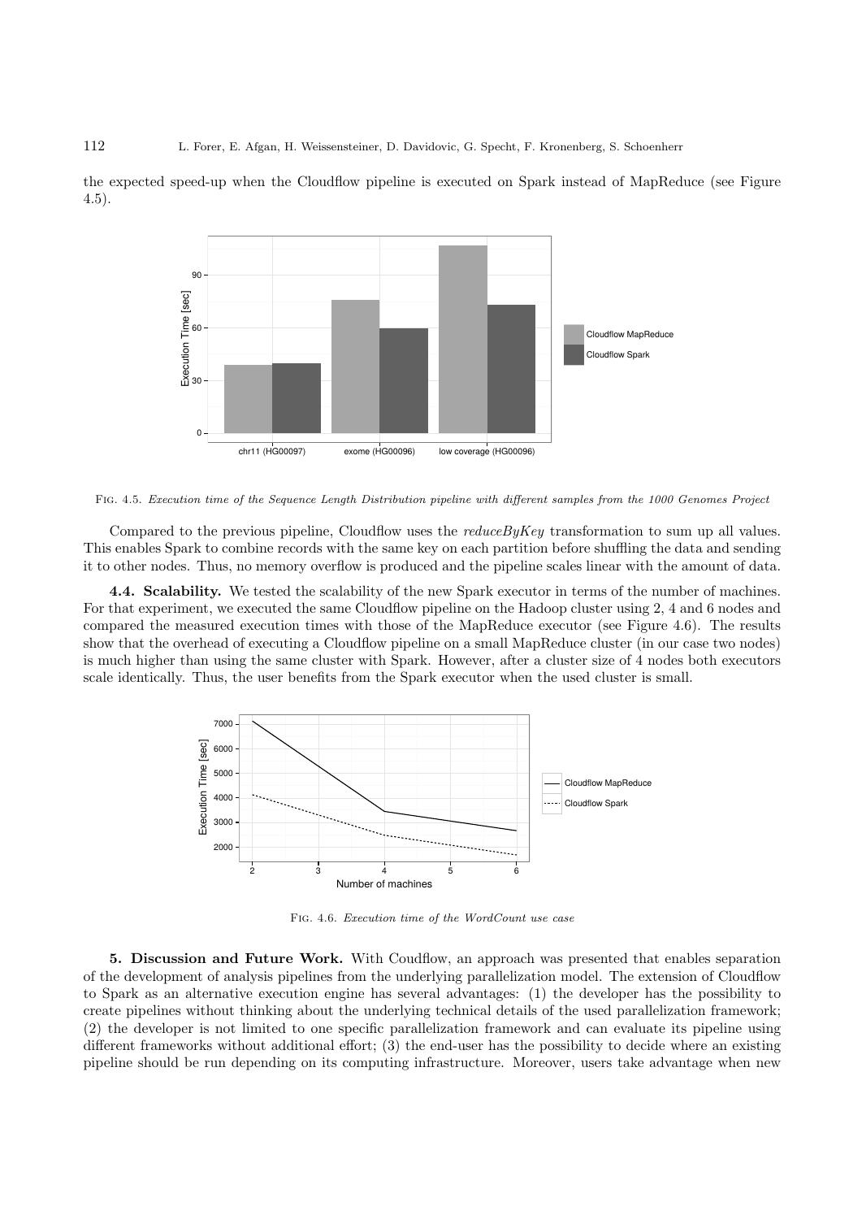the expected speed-up when the Cloudflow pipeline is executed on Spark instead of MapReduce (see Figure 4.5).

Fig. 4.5. *Execution time of the Sequence Length Distribution pipeline with different samples from the 1000 Genomes Project*

Compared to the previous pipeline, Cloudflow uses the *reduceByKey* transformation to sum up all values. This enables Spark to combine records with the same key on each partition before shuffling the data and sending it to other nodes. Thus, no memory overflow is produced and the pipeline scales linear with the amount of data.

**4.4. Scalability.** We tested the scalability of the new Spark executor in terms of the number of machines. For that experiment, we executed the same Cloudflow pipeline on the Hadoop cluster using 2, 4 and 6 nodes and compared the measured execution times with those of the MapReduce executor (see Figure 4.6). The results show that the overhead of executing a Cloudflow pipeline on a small MapReduce cluster (in our case two nodes) is much higher than using the same cluster with Spark. However, after a cluster size of 4 nodes both executors scale identically. Thus, the user benefits from the Spark executor when the used cluster is small.

Fig. 4.6. *Execution time of the WordCount use case*

**5. Discussion and Future Work.** With Coudflow, an approach was presented that enables separation of the development of analysis pipelines from the underlying parallelization model. The extension of Cloudflow to Spark as an alternative execution engine has several advantages: (1) the developer has the possibility to create pipelines without thinking about the underlying technical details of the used parallelization framework; (2) the developer is not limited to one specific parallelization framework and can evaluate its pipeline using different frameworks without additional effort; (3) the end-user has the possibility to decide where an existing pipeline should be run depending on its computing infrastructure. Moreover, users take advantage when new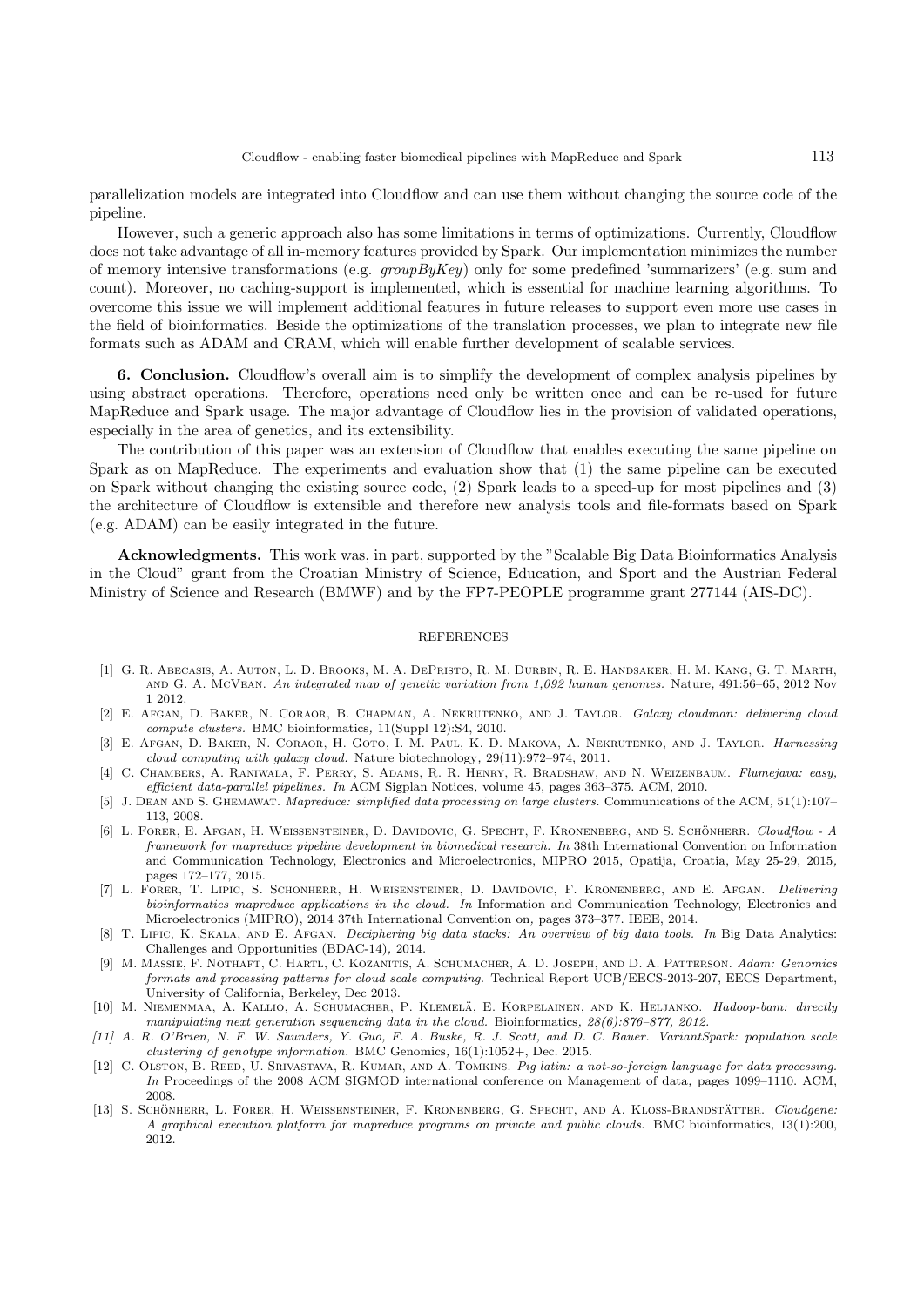parallelization models are integrated into Cloudflow and can use them without changing the source code of the pipeline.

However, such a generic approach also has some limitations in terms of optimizations. Currently, Cloudflow does not take advantage of all in-memory features provided by Spark. Our implementation minimizes the number of memory intensive transformations (e.g. *groupByKey*) only for some predefined 'summarizers' (e.g. sum and count). Moreover, no caching-support is implemented, which is essential for machine learning algorithms. To overcome this issue we will implement additional features in future releases to support even more use cases in the field of bioinformatics. Beside the optimizations of the translation processes, we plan to integrate new file formats such as ADAM and CRAM, which will enable further development of scalable services.

**6. Conclusion.** Cloudflow's overall aim is to simplify the development of complex analysis pipelines by using abstract operations. Therefore, operations need only be written once and can be re-used for future MapReduce and Spark usage. The major advantage of Cloudflow lies in the provision of validated operations, especially in the area of genetics, and its extensibility.

The contribution of this paper was an extension of Cloudflow that enables executing the same pipeline on Spark as on MapReduce. The experiments and evaluation show that (1) the same pipeline can be executed on Spark without changing the existing source code, (2) Spark leads to a speed-up for most pipelines and (3) the architecture of Cloudflow is extensible and therefore new analysis tools and file-formats based on Spark (e.g. ADAM) can be easily integrated in the future.

**Acknowledgments.** This work was, in part, supported by the "Scalable Big Data Bioinformatics Analysis in the Cloud" grant from the Croatian Ministry of Science, Education, and Sport and the Austrian Federal Ministry of Science and Research (BMWF) and by the FP7-PEOPLE programme grant 277144 (AIS-DC).

## REFERENCES

[1] G. R. Abecasis, A. Auton, L. D. Brooks, M. A. DePristo, R. M. Durbin, R. E. Handsaker, H. M. Kang, G. T. Marth, and G. A. McVean. *An integrated map of genetic variation from 1,092 human genomes.* Nature, 491:56–65, 2012 Nov 1 2012.

[2] E. Afgan, D. Baker, N. Coraor, B. Chapman, A. Nekrutenko, and J. Taylor. *Galaxy cloudman: delivering cloud compute clusters.* BMC bioinformatics, 11(Suppl 12):S4, 2010.

[3] E. Afgan, D. Baker, N. Coraor, H. Goto, I. M. Paul, K. D. Makova, A. Nekrutenko, and J. Taylor. *Harnessing cloud computing with galaxy cloud.* Nature biotechnology, 29(11):972–974, 2011.

[4] C. Chambers, A. Raniwala, F. Perry, S. Adams, R. R. Henry, R. Bradshaw, and N. Weizenbaum. *Flumejava: easy, efficient data-parallel pipelines.* In ACM Sigplan Notices, volume 45, pages 363–375. ACM, 2010.

[5] J. Dean and S. Ghemawat. *Mapreduce: simplified data processing on large clusters.* Communications of the ACM, 51(1):107–113, 2008.

[6] L. Forer, E. Afgan, H. Weissensteiner, D. Davidovic, G. Specht, F. Kronenberg, and S. Schönherr. *Cloudflow - A framework for mapreduce pipeline development in biomedical research.* In 38th International Convention on Information and Communication Technology, Electronics and Microelectronics, MIPRO 2015, Opatija, Croatia, May 25-29, 2015, pages 172–177, 2015.

[7] L. Forer, T. Lipic, S. Schonherr, H. Weisensteiner, D. Davidovic, F. Kronenberg, and E. Afgan. *Delivering bioinformatics mapreduce applications in the cloud.* In Information and Communication Technology, Electronics and Microelectronics (MIPRO), 2014 37th International Convention on, pages 373–377. IEEE, 2014.

[8] T. Lipic, K. Skala, and E. Afgan. *Deciphering big data stacks: An overview of big data tools.* In Big Data Analytics: Challenges and Opportunities (BDAC-14), 2014.

[9] M. Massie, F. Nothaft, C. Hartl, C. Kozanitis, A. Schumacher, A. D. Joseph, and D. A. Patterson. *Adam: Genomics formats and processing patterns for cloud scale computing.* Technical Report UCB/EECS-2013-207, EECS Department, University of California, Berkeley, Dec 2013.

[10] M. Niemenmaa, A. Kallio, A. Schumacher, P. Klemelä, E. Korpelainen, and K. Heljanko. *Hadoop-bam: directly manipulating next generation sequencing data in the cloud.* Bioinformatics, *28(6):876–877, 2012.*

*[11] A. R. O'Brien, N. F. W. Saunders, Y. Guo, F. A. Buske, R. J. Scott, and D. C. Bauer. VariantSpark: population scale clustering of genotype information.* BMC Genomics, 16(1):1052+, Dec. 2015.

[12] C. Olston, B. Reed, U. Srivastava, R. Kumar, and A. Tomkins. *Pig latin: a not-so-foreign language for data processing. In* Proceedings of the 2008 ACM SIGMOD international conference on Management of data, pages 1099–1110. ACM, 2008.

[13] S. Schönherr, L. Forer, H. Weissensteiner, F. Kronenberg, G. Specht, and A. Kloss-Brandstätter. *Cloudgene: A graphical execution platform for mapreduce programs on private and public clouds.* BMC bioinformatics, 13(1):200, 2012.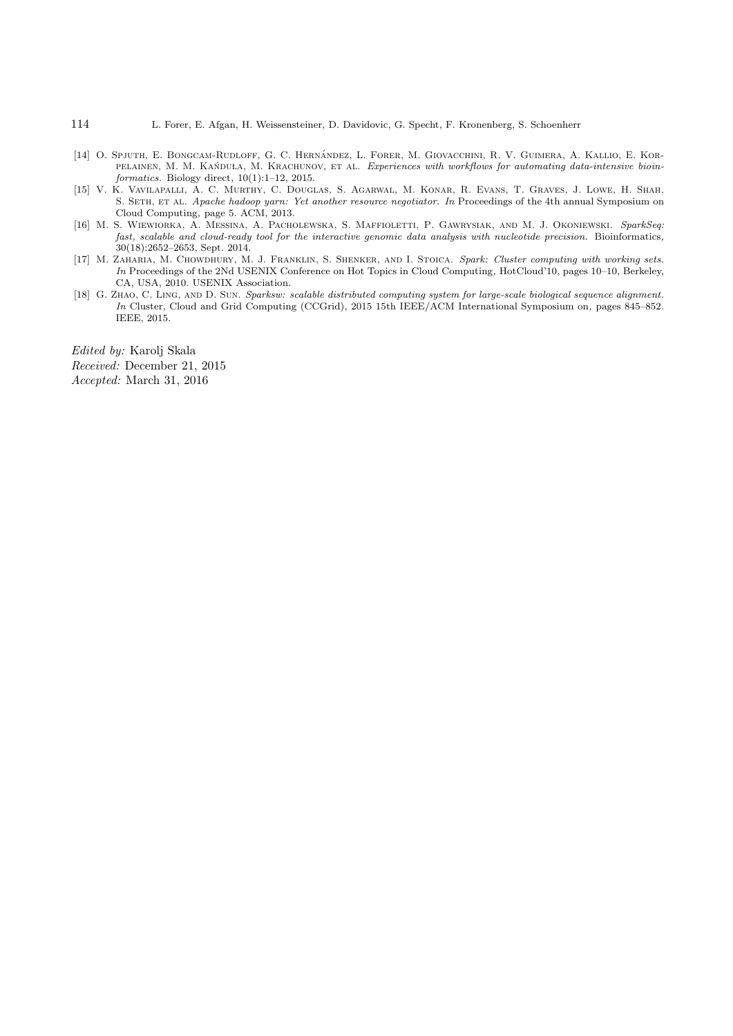[14] O. Spjuth, E. Bongcam-Rudloff, G. C. Hernández, L. Forer, M. Giovacchini, R. V. Guimera, A. Kallio, E. Korpelainen, M. M. Kańduła, M. Krachunov, et al. *Experiences with workflows for automating data-intensive bioinformatics.* Biology direct, 10(1):1–12, 2015.

[15] V. K. Vavilapalli, A. C. Murthy, C. Douglas, S. Agarwal, M. Konar, R. Evans, T. Graves, J. Lowe, H. Shah, S. Seth, et al. *Apache hadoop yarn: Yet another resource negotiator. In* Proceedings of the 4th annual Symposium on Cloud Computing, page 5. ACM, 2013.

[16] M. S. Wiewiorka, A. Messina, A. Pacholewska, S. Maffioletti, P. Gawrysiak, and M. J. Okoniewski. *SparkSeq: fast, scalable and cloud-ready tool for the interactive genomic data analysis with nucleotide precision.* Bioinformatics, 30(18):2652–2653, Sept. 2014.

[17] M. Zaharia, M. Chowdhury, M. J. Franklin, S. Shenker, and I. Stoica. *Spark: Cluster computing with working sets. In* Proceedings of the 2Nd USENIX Conference on Hot Topics in Cloud Computing, HotCloud'10, pages 10–10, Berkeley, CA, USA, 2010. USENIX Association.

[18] G. Zhao, C. Ling, and D. Sun. *Sparksw: scalable distributed computing system for large-scale biological sequence alignment. In* Cluster, Cloud and Grid Computing (CCGrid), 2015 15th IEEE/ACM International Symposium on, pages 845–852. IEEE, 2015.

*Edited by:* Karolj Skala
*Received:* December 21, 2015
*Accepted:* March 31, 2016